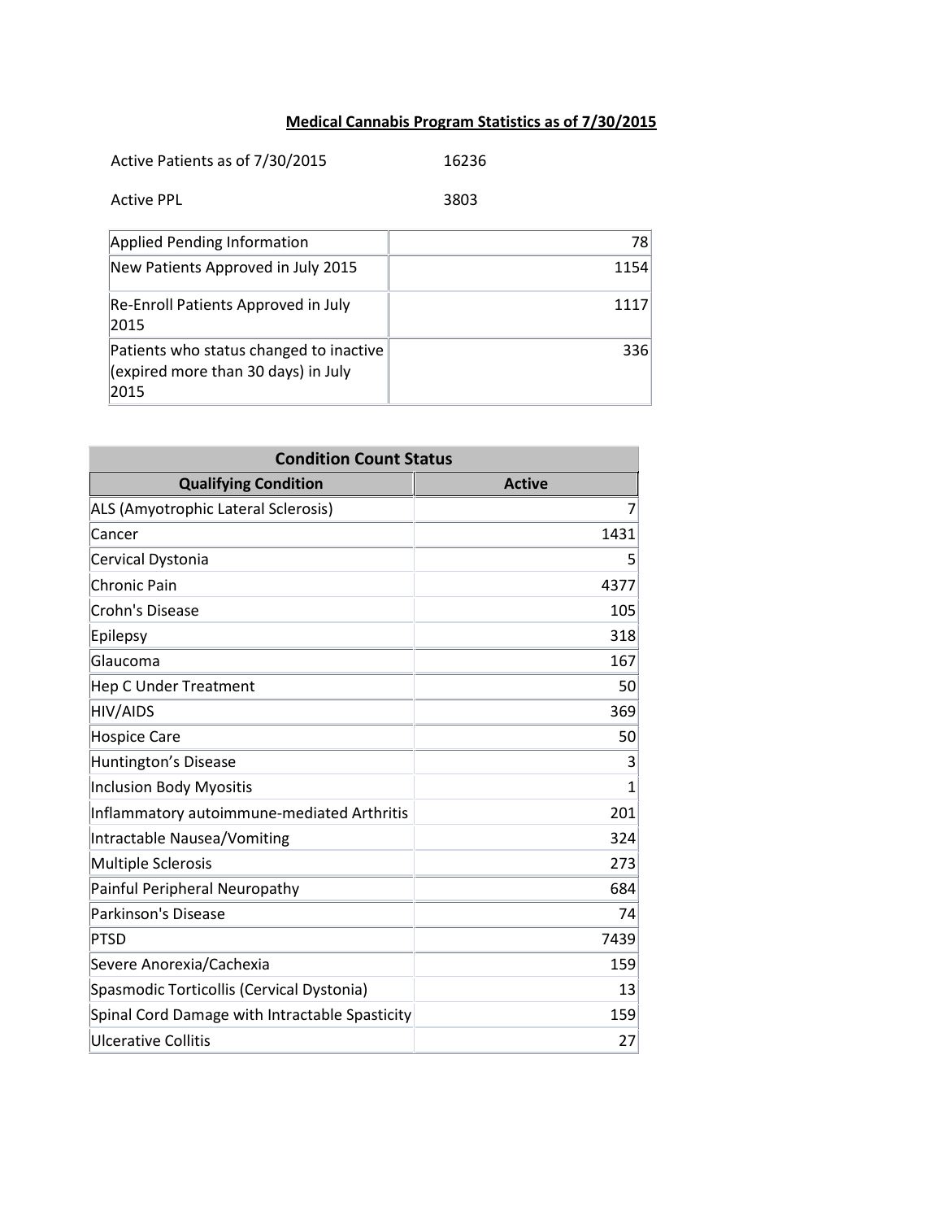# Medical Cannabis Program Statistics as of 7/30/2015

| | |
|---|---|
| Active Patients as of 7/30/2015 | 16236 |
| Active PPL | 3803 |

| | |
|---|---|
| Applied Pending Information | 78 |
| New Patients Approved in July 2015 | 1154 |
| Re-Enroll Patients Approved in July 2015 | 1117 |
| Patients who status changed to inactive (expired more than 30 days) in July 2015 | 336 |

| Condition Count Status | |
|---|---|
| **Qualifying Condition** | **Active** |
| ALS (Amyotrophic Lateral Sclerosis) | 7 |
| Cancer | 1431 |
| Cervical Dystonia | 5 |
| Chronic Pain | 4377 |
| Crohn's Disease | 105 |
| Epilepsy | 318 |
| Glaucoma | 167 |
| Hep C Under Treatment | 50 |
| HIV/AIDS | 369 |
| Hospice Care | 50 |
| Huntington's Disease | 3 |
| Inclusion Body Myositis | 1 |
| Inflammatory autoimmune-mediated Arthritis | 201 |
| Intractable Nausea/Vomiting | 324 |
| Multiple Sclerosis | 273 |
| Painful Peripheral Neuropathy | 684 |
| Parkinson's Disease | 74 |
| PTSD | 7439 |
| Severe Anorexia/Cachexia | 159 |
| Spasmodic Torticollis (Cervical Dystonia) | 13 |
| Spinal Cord Damage with Intractable Spasticity | 159 |
| Ulcerative Collitis | 27 |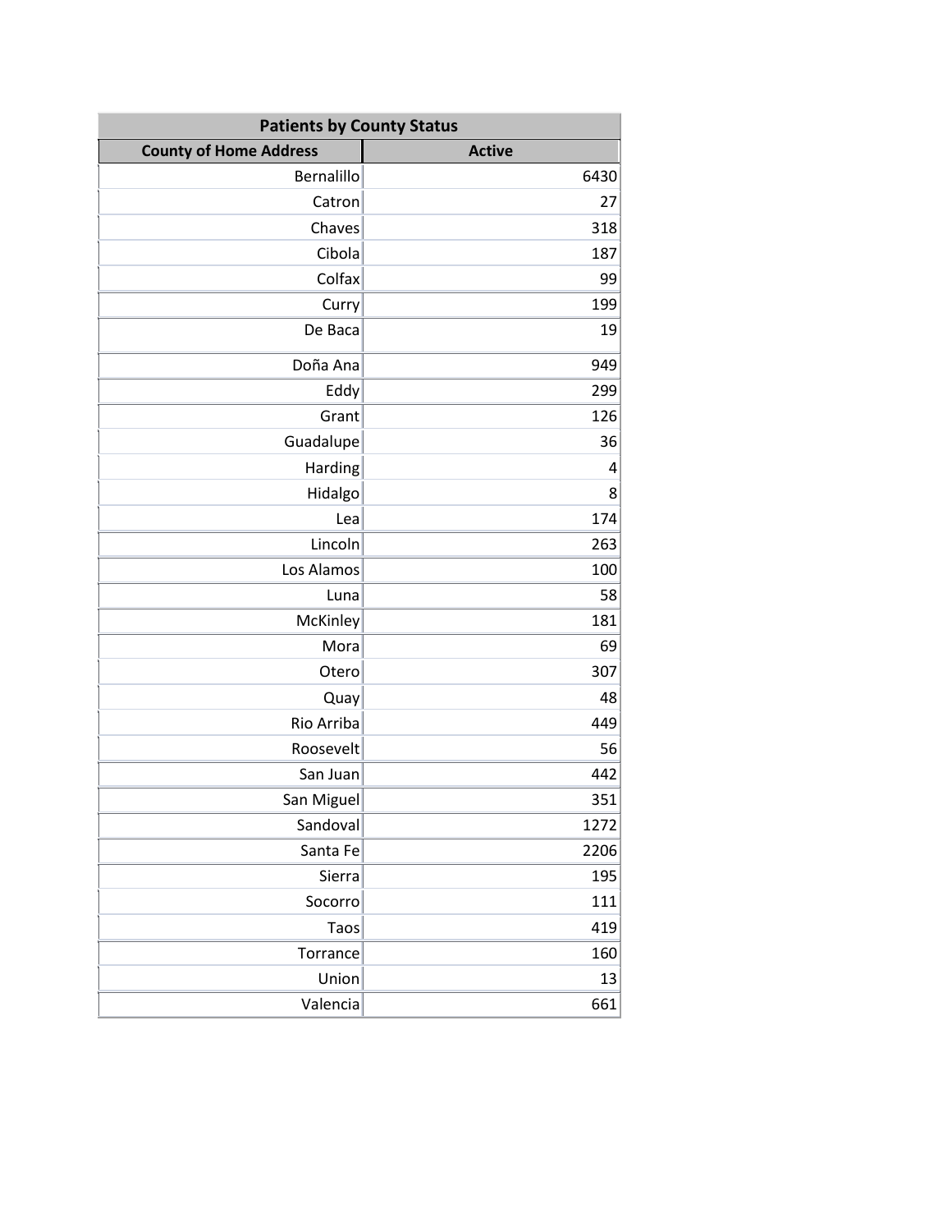| Patients by County Status | |
|---|---|
| **County of Home Address** | **Active** |
| Bernalillo | 6430 |
| Catron | 27 |
| Chaves | 318 |
| Cibola | 187 |
| Colfax | 99 |
| Curry | 199 |
| De Baca | 19 |
| Doña Ana | 949 |
| Eddy | 299 |
| Grant | 126 |
| Guadalupe | 36 |
| Harding | 4 |
| Hidalgo | 8 |
| Lea | 174 |
| Lincoln | 263 |
| Los Alamos | 100 |
| Luna | 58 |
| McKinley | 181 |
| Mora | 69 |
| Otero | 307 |
| Quay | 48 |
| Rio Arriba | 449 |
| Roosevelt | 56 |
| San Juan | 442 |
| San Miguel | 351 |
| Sandoval | 1272 |
| Santa Fe | 2206 |
| Sierra | 195 |
| Socorro | 111 |
| Taos | 419 |
| Torrance | 160 |
| Union | 13 |
| Valencia | 661 |